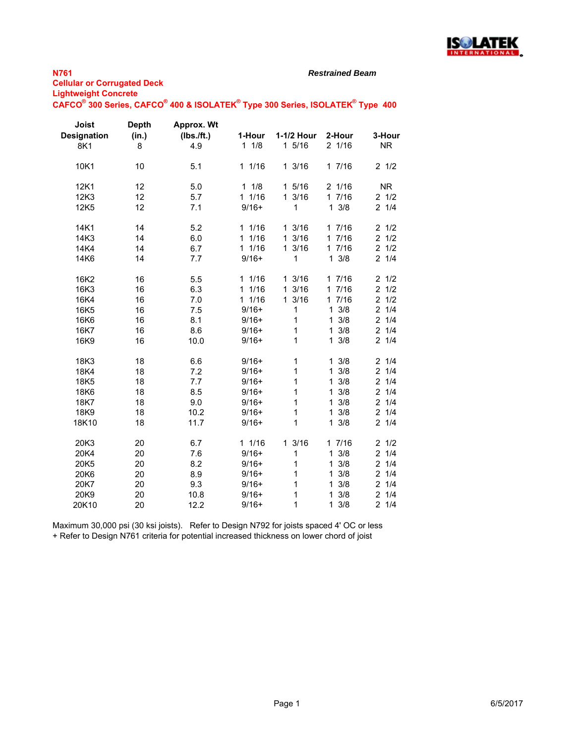**N761**

**Cellular or Corrugated Deck**

**Lightweight Concrete**

**CAFCO® 300 Series, CAFCO® 400 & ISOLATEK® Type 300 Series, ISOLATEK® Type 400**

***Restrained Beam***

| Joist Designation | Depth (in.) | Approx. Wt (lbs./ft.) | 1-Hour | 1-1/2 Hour | 2-Hour | 3-Hour |
|---|---|---|---|---|---|---|
| 8K1 | 8 | 4.9 | 1 1/8 | 1 5/16 | 2 1/16 | NR |
| 10K1 | 10 | 5.1 | 1 1/16 | 1 3/16 | 1 7/16 | 2 1/2 |
| 12K1 | 12 | 5.0 | 1 1/8 | 1 5/16 | 2 1/16 | NR |
| 12K3 | 12 | 5.7 | 1 1/16 | 1 3/16 | 1 7/16 | 2 1/2 |
| 12K5 | 12 | 7.1 | 9/16+ | 1 | 1 3/8 | 2 1/4 |
| 14K1 | 14 | 5.2 | 1 1/16 | 1 3/16 | 1 7/16 | 2 1/2 |
| 14K3 | 14 | 6.0 | 1 1/16 | 1 3/16 | 1 7/16 | 2 1/2 |
| 14K4 | 14 | 6.7 | 1 1/16 | 1 3/16 | 1 7/16 | 2 1/2 |
| 14K6 | 14 | 7.7 | 9/16+ | 1 | 1 3/8 | 2 1/4 |
| 16K2 | 16 | 5.5 | 1 1/16 | 1 3/16 | 1 7/16 | 2 1/2 |
| 16K3 | 16 | 6.3 | 1 1/16 | 1 3/16 | 1 7/16 | 2 1/2 |
| 16K4 | 16 | 7.0 | 1 1/16 | 1 3/16 | 1 7/16 | 2 1/2 |
| 16K5 | 16 | 7.5 | 9/16+ | 1 | 1 3/8 | 2 1/4 |
| 16K6 | 16 | 8.1 | 9/16+ | 1 | 1 3/8 | 2 1/4 |
| 16K7 | 16 | 8.6 | 9/16+ | 1 | 1 3/8 | 2 1/4 |
| 16K9 | 16 | 10.0 | 9/16+ | 1 | 1 3/8 | 2 1/4 |
| 18K3 | 18 | 6.6 | 9/16+ | 1 | 1 3/8 | 2 1/4 |
| 18K4 | 18 | 7.2 | 9/16+ | 1 | 1 3/8 | 2 1/4 |
| 18K5 | 18 | 7.7 | 9/16+ | 1 | 1 3/8 | 2 1/4 |
| 18K6 | 18 | 8.5 | 9/16+ | 1 | 1 3/8 | 2 1/4 |
| 18K7 | 18 | 9.0 | 9/16+ | 1 | 1 3/8 | 2 1/4 |
| 18K9 | 18 | 10.2 | 9/16+ | 1 | 1 3/8 | 2 1/4 |
| 18K10 | 18 | 11.7 | 9/16+ | 1 | 1 3/8 | 2 1/4 |
| 20K3 | 20 | 6.7 | 1 1/16 | 1 3/16 | 1 7/16 | 2 1/2 |
| 20K4 | 20 | 7.6 | 9/16+ | 1 | 1 3/8 | 2 1/4 |
| 20K5 | 20 | 8.2 | 9/16+ | 1 | 1 3/8 | 2 1/4 |
| 20K6 | 20 | 8.9 | 9/16+ | 1 | 1 3/8 | 2 1/4 |
| 20K7 | 20 | 9.3 | 9/16+ | 1 | 1 3/8 | 2 1/4 |
| 20K9 | 20 | 10.8 | 9/16+ | 1 | 1 3/8 | 2 1/4 |
| 20K10 | 20 | 12.2 | 9/16+ | 1 | 1 3/8 | 2 1/4 |

Maximum 30,000 psi (30 ksi joists). Refer to Design N792 for joists spaced 4' OC or less

+ Refer to Design N761 criteria for potential increased thickness on lower chord of joist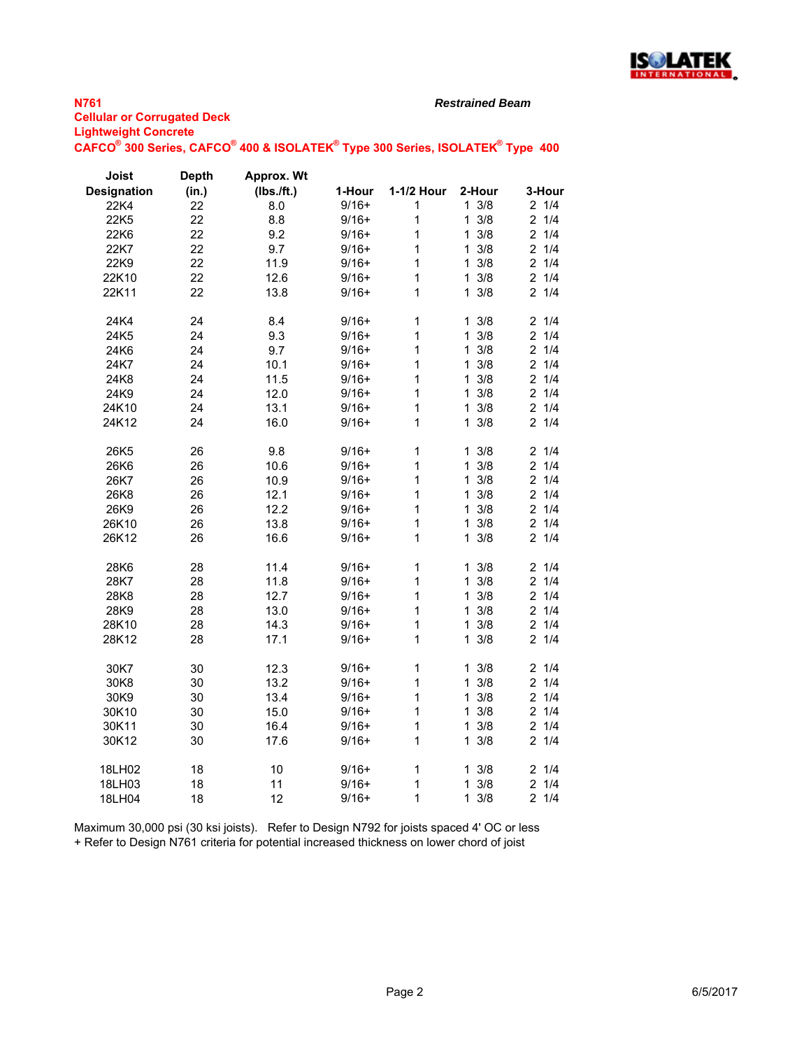**N761**

**Cellular or Corrugated Deck**

**Lightweight Concrete**

**CAFCO® 300 Series, CAFCO® 400 & ISOLATEK® Type 300 Series, ISOLATEK® Type 400**

***Restrained Beam***

| Joist Designation | Depth (in.) | Approx. Wt (lbs./ft.) | 1-Hour | 1-1/2 Hour | 2-Hour | 3-Hour |
|---|---|---|---|---|---|---|
| 22K4 | 22 | 8.0 | 9/16+ | 1 | 1 3/8 | 2 1/4 |
| 22K5 | 22 | 8.8 | 9/16+ | 1 | 1 3/8 | 2 1/4 |
| 22K6 | 22 | 9.2 | 9/16+ | 1 | 1 3/8 | 2 1/4 |
| 22K7 | 22 | 9.7 | 9/16+ | 1 | 1 3/8 | 2 1/4 |
| 22K9 | 22 | 11.9 | 9/16+ | 1 | 1 3/8 | 2 1/4 |
| 22K10 | 22 | 12.6 | 9/16+ | 1 | 1 3/8 | 2 1/4 |
| 22K11 | 22 | 13.8 | 9/16+ | 1 | 1 3/8 | 2 1/4 |
| | | | | | | |
| 24K4 | 24 | 8.4 | 9/16+ | 1 | 1 3/8 | 2 1/4 |
| 24K5 | 24 | 9.3 | 9/16+ | 1 | 1 3/8 | 2 1/4 |
| 24K6 | 24 | 9.7 | 9/16+ | 1 | 1 3/8 | 2 1/4 |
| 24K7 | 24 | 10.1 | 9/16+ | 1 | 1 3/8 | 2 1/4 |
| 24K8 | 24 | 11.5 | 9/16+ | 1 | 1 3/8 | 2 1/4 |
| 24K9 | 24 | 12.0 | 9/16+ | 1 | 1 3/8 | 2 1/4 |
| 24K10 | 24 | 13.1 | 9/16+ | 1 | 1 3/8 | 2 1/4 |
| 24K12 | 24 | 16.0 | 9/16+ | 1 | 1 3/8 | 2 1/4 |
| | | | | | | |
| 26K5 | 26 | 9.8 | 9/16+ | 1 | 1 3/8 | 2 1/4 |
| 26K6 | 26 | 10.6 | 9/16+ | 1 | 1 3/8 | 2 1/4 |
| 26K7 | 26 | 10.9 | 9/16+ | 1 | 1 3/8 | 2 1/4 |
| 26K8 | 26 | 12.1 | 9/16+ | 1 | 1 3/8 | 2 1/4 |
| 26K9 | 26 | 12.2 | 9/16+ | 1 | 1 3/8 | 2 1/4 |
| 26K10 | 26 | 13.8 | 9/16+ | 1 | 1 3/8 | 2 1/4 |
| 26K12 | 26 | 16.6 | 9/16+ | 1 | 1 3/8 | 2 1/4 |
| | | | | | | |
| 28K6 | 28 | 11.4 | 9/16+ | 1 | 1 3/8 | 2 1/4 |
| 28K7 | 28 | 11.8 | 9/16+ | 1 | 1 3/8 | 2 1/4 |
| 28K8 | 28 | 12.7 | 9/16+ | 1 | 1 3/8 | 2 1/4 |
| 28K9 | 28 | 13.0 | 9/16+ | 1 | 1 3/8 | 2 1/4 |
| 28K10 | 28 | 14.3 | 9/16+ | 1 | 1 3/8 | 2 1/4 |
| 28K12 | 28 | 17.1 | 9/16+ | 1 | 1 3/8 | 2 1/4 |
| | | | | | | |
| 30K7 | 30 | 12.3 | 9/16+ | 1 | 1 3/8 | 2 1/4 |
| 30K8 | 30 | 13.2 | 9/16+ | 1 | 1 3/8 | 2 1/4 |
| 30K9 | 30 | 13.4 | 9/16+ | 1 | 1 3/8 | 2 1/4 |
| 30K10 | 30 | 15.0 | 9/16+ | 1 | 1 3/8 | 2 1/4 |
| 30K11 | 30 | 16.4 | 9/16+ | 1 | 1 3/8 | 2 1/4 |
| 30K12 | 30 | 17.6 | 9/16+ | 1 | 1 3/8 | 2 1/4 |
| | | | | | | |
| 18LH02 | 18 | 10 | 9/16+ | 1 | 1 3/8 | 2 1/4 |
| 18LH03 | 18 | 11 | 9/16+ | 1 | 1 3/8 | 2 1/4 |
| 18LH04 | 18 | 12 | 9/16+ | 1 | 1 3/8 | 2 1/4 |

Maximum 30,000 psi (30 ksi joists). Refer to Design N792 for joists spaced 4' OC or less

+ Refer to Design N761 criteria for potential increased thickness on lower chord of joist

6/5/2017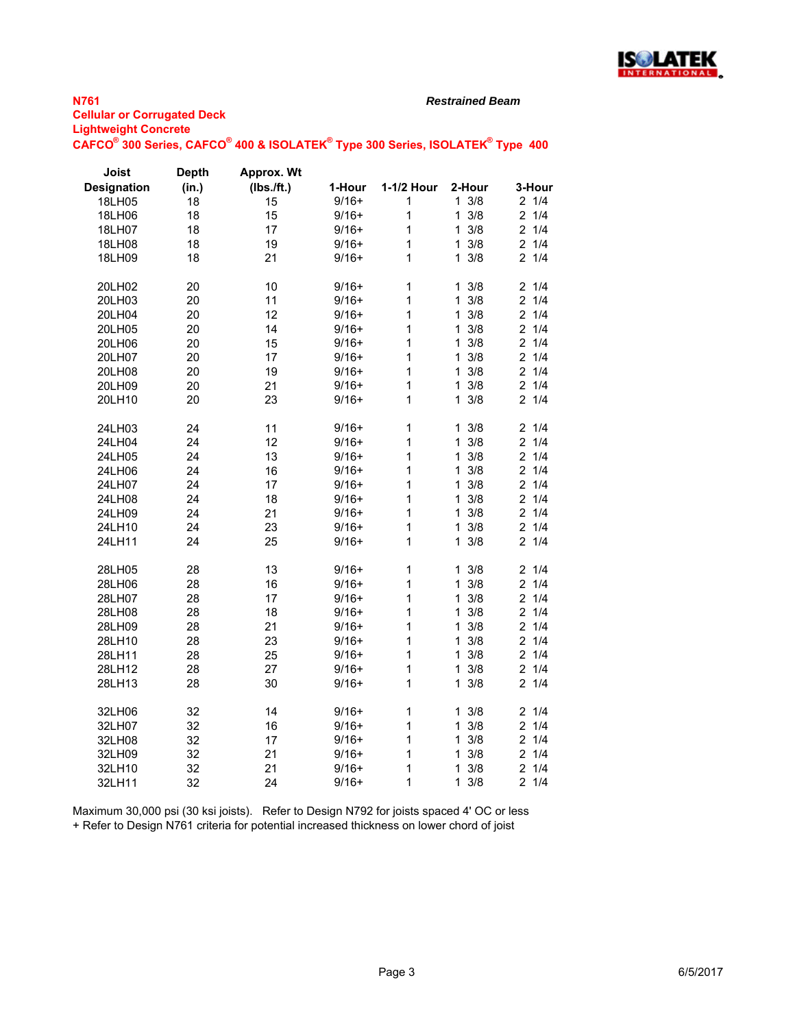**N761**

***Restrained Beam***

**Cellular or Corrugated Deck**

**Lightweight Concrete**

**CAFCO® 300 Series, CAFCO® 400 & ISOLATEK® Type 300 Series, ISOLATEK® Type 400**

| Joist Designation | Depth (in.) | Approx. Wt (lbs./ft.) | 1-Hour | 1-1/2 Hour | 2-Hour | 3-Hour |
|---|---|---|---|---|---|---|
| 18LH05 | 18 | 15 | 9/16+ | 1 | 1 3/8 | 2 1/4 |
| 18LH06 | 18 | 15 | 9/16+ | 1 | 1 3/8 | 2 1/4 |
| 18LH07 | 18 | 17 | 9/16+ | 1 | 1 3/8 | 2 1/4 |
| 18LH08 | 18 | 19 | 9/16+ | 1 | 1 3/8 | 2 1/4 |
| 18LH09 | 18 | 21 | 9/16+ | 1 | 1 3/8 | 2 1/4 |
| | | | | | | |
| 20LH02 | 20 | 10 | 9/16+ | 1 | 1 3/8 | 2 1/4 |
| 20LH03 | 20 | 11 | 9/16+ | 1 | 1 3/8 | 2 1/4 |
| 20LH04 | 20 | 12 | 9/16+ | 1 | 1 3/8 | 2 1/4 |
| 20LH05 | 20 | 14 | 9/16+ | 1 | 1 3/8 | 2 1/4 |
| 20LH06 | 20 | 15 | 9/16+ | 1 | 1 3/8 | 2 1/4 |
| 20LH07 | 20 | 17 | 9/16+ | 1 | 1 3/8 | 2 1/4 |
| 20LH08 | 20 | 19 | 9/16+ | 1 | 1 3/8 | 2 1/4 |
| 20LH09 | 20 | 21 | 9/16+ | 1 | 1 3/8 | 2 1/4 |
| 20LH10 | 20 | 23 | 9/16+ | 1 | 1 3/8 | 2 1/4 |
| | | | | | | |
| 24LH03 | 24 | 11 | 9/16+ | 1 | 1 3/8 | 2 1/4 |
| 24LH04 | 24 | 12 | 9/16+ | 1 | 1 3/8 | 2 1/4 |
| 24LH05 | 24 | 13 | 9/16+ | 1 | 1 3/8 | 2 1/4 |
| 24LH06 | 24 | 16 | 9/16+ | 1 | 1 3/8 | 2 1/4 |
| 24LH07 | 24 | 17 | 9/16+ | 1 | 1 3/8 | 2 1/4 |
| 24LH08 | 24 | 18 | 9/16+ | 1 | 1 3/8 | 2 1/4 |
| 24LH09 | 24 | 21 | 9/16+ | 1 | 1 3/8 | 2 1/4 |
| 24LH10 | 24 | 23 | 9/16+ | 1 | 1 3/8 | 2 1/4 |
| 24LH11 | 24 | 25 | 9/16+ | 1 | 1 3/8 | 2 1/4 |
| | | | | | | |
| 28LH05 | 28 | 13 | 9/16+ | 1 | 1 3/8 | 2 1/4 |
| 28LH06 | 28 | 16 | 9/16+ | 1 | 1 3/8 | 2 1/4 |
| 28LH07 | 28 | 17 | 9/16+ | 1 | 1 3/8 | 2 1/4 |
| 28LH08 | 28 | 18 | 9/16+ | 1 | 1 3/8 | 2 1/4 |
| 28LH09 | 28 | 21 | 9/16+ | 1 | 1 3/8 | 2 1/4 |
| 28LH10 | 28 | 23 | 9/16+ | 1 | 1 3/8 | 2 1/4 |
| 28LH11 | 28 | 25 | 9/16+ | 1 | 1 3/8 | 2 1/4 |
| 28LH12 | 28 | 27 | 9/16+ | 1 | 1 3/8 | 2 1/4 |
| 28LH13 | 28 | 30 | 9/16+ | 1 | 1 3/8 | 2 1/4 |
| | | | | | | |
| 32LH06 | 32 | 14 | 9/16+ | 1 | 1 3/8 | 2 1/4 |
| 32LH07 | 32 | 16 | 9/16+ | 1 | 1 3/8 | 2 1/4 |
| 32LH08 | 32 | 17 | 9/16+ | 1 | 1 3/8 | 2 1/4 |
| 32LH09 | 32 | 21 | 9/16+ | 1 | 1 3/8 | 2 1/4 |
| 32LH10 | 32 | 21 | 9/16+ | 1 | 1 3/8 | 2 1/4 |
| 32LH11 | 32 | 24 | 9/16+ | 1 | 1 3/8 | 2 1/4 |

Maximum 30,000 psi (30 ksi joists). Refer to Design N792 for joists spaced 4' OC or less

+ Refer to Design N761 criteria for potential increased thickness on lower chord of joist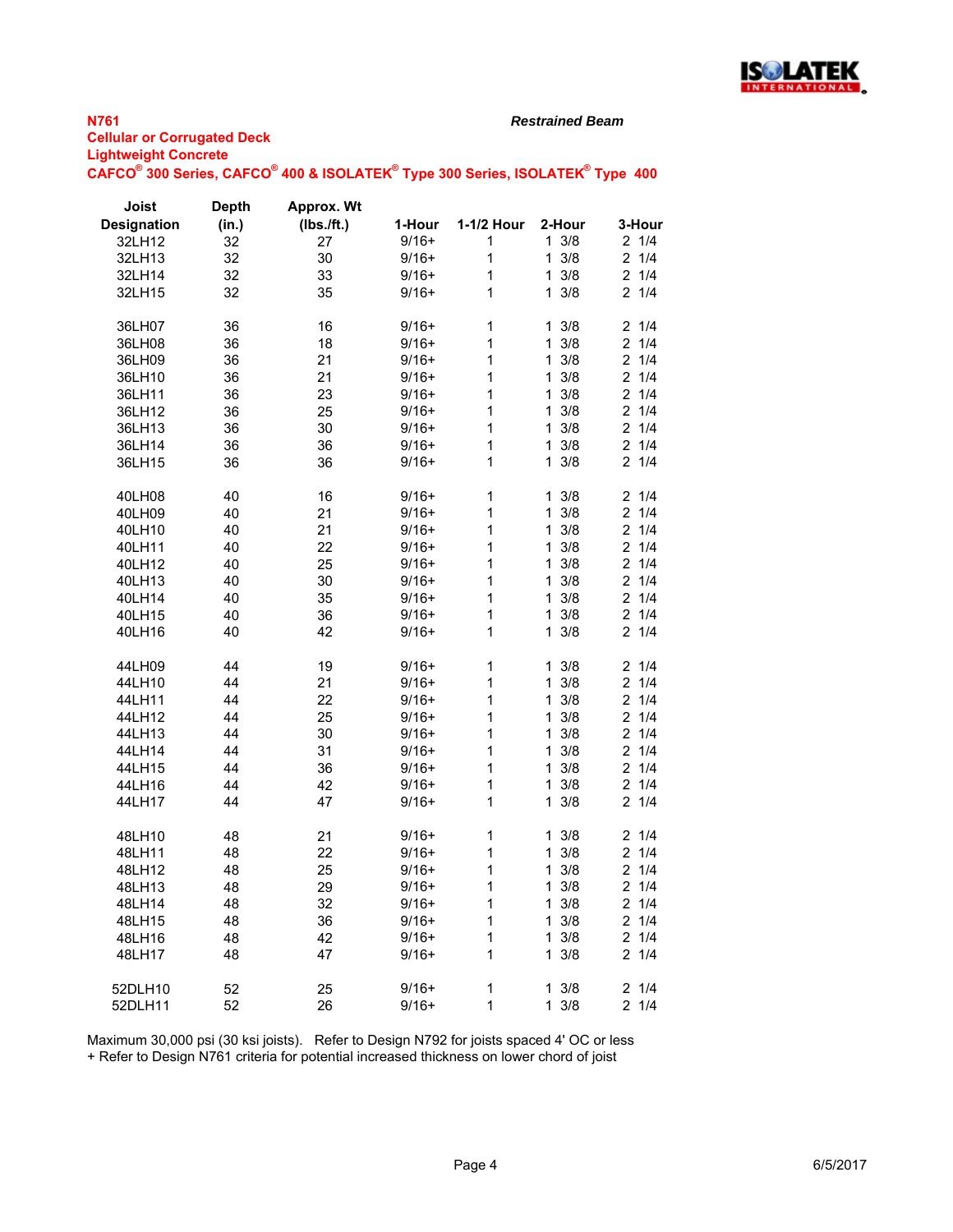**N761**

**Cellular or Corrugated Deck**

**Lightweight Concrete**

**CAFCO® 300 Series, CAFCO® 400 & ISOLATEK® Type 300 Series, ISOLATEK® Type 400**

***Restrained Beam***

| Joist Designation | Depth (in.) | Approx. Wt (lbs./ft.) | 1-Hour | 1-1/2 Hour | 2-Hour | 3-Hour |
|---|---|---|---|---|---|---|
| 32LH12 | 32 | 27 | 9/16+ | 1 | 1 3/8 | 2 1/4 |
| 32LH13 | 32 | 30 | 9/16+ | 1 | 1 3/8 | 2 1/4 |
| 32LH14 | 32 | 33 | 9/16+ | 1 | 1 3/8 | 2 1/4 |
| 32LH15 | 32 | 35 | 9/16+ | 1 | 1 3/8 | 2 1/4 |
| | | | | | | |
| 36LH07 | 36 | 16 | 9/16+ | 1 | 1 3/8 | 2 1/4 |
| 36LH08 | 36 | 18 | 9/16+ | 1 | 1 3/8 | 2 1/4 |
| 36LH09 | 36 | 21 | 9/16+ | 1 | 1 3/8 | 2 1/4 |
| 36LH10 | 36 | 21 | 9/16+ | 1 | 1 3/8 | 2 1/4 |
| 36LH11 | 36 | 23 | 9/16+ | 1 | 1 3/8 | 2 1/4 |
| 36LH12 | 36 | 25 | 9/16+ | 1 | 1 3/8 | 2 1/4 |
| 36LH13 | 36 | 30 | 9/16+ | 1 | 1 3/8 | 2 1/4 |
| 36LH14 | 36 | 36 | 9/16+ | 1 | 1 3/8 | 2 1/4 |
| 36LH15 | 36 | 36 | 9/16+ | 1 | 1 3/8 | 2 1/4 |
| | | | | | | |
| 40LH08 | 40 | 16 | 9/16+ | 1 | 1 3/8 | 2 1/4 |
| 40LH09 | 40 | 21 | 9/16+ | 1 | 1 3/8 | 2 1/4 |
| 40LH10 | 40 | 21 | 9/16+ | 1 | 1 3/8 | 2 1/4 |
| 40LH11 | 40 | 22 | 9/16+ | 1 | 1 3/8 | 2 1/4 |
| 40LH12 | 40 | 25 | 9/16+ | 1 | 1 3/8 | 2 1/4 |
| 40LH13 | 40 | 30 | 9/16+ | 1 | 1 3/8 | 2 1/4 |
| 40LH14 | 40 | 35 | 9/16+ | 1 | 1 3/8 | 2 1/4 |
| 40LH15 | 40 | 36 | 9/16+ | 1 | 1 3/8 | 2 1/4 |
| 40LH16 | 40 | 42 | 9/16+ | 1 | 1 3/8 | 2 1/4 |
| | | | | | | |
| 44LH09 | 44 | 19 | 9/16+ | 1 | 1 3/8 | 2 1/4 |
| 44LH10 | 44 | 21 | 9/16+ | 1 | 1 3/8 | 2 1/4 |
| 44LH11 | 44 | 22 | 9/16+ | 1 | 1 3/8 | 2 1/4 |
| 44LH12 | 44 | 25 | 9/16+ | 1 | 1 3/8 | 2 1/4 |
| 44LH13 | 44 | 30 | 9/16+ | 1 | 1 3/8 | 2 1/4 |
| 44LH14 | 44 | 31 | 9/16+ | 1 | 1 3/8 | 2 1/4 |
| 44LH15 | 44 | 36 | 9/16+ | 1 | 1 3/8 | 2 1/4 |
| 44LH16 | 44 | 42 | 9/16+ | 1 | 1 3/8 | 2 1/4 |
| 44LH17 | 44 | 47 | 9/16+ | 1 | 1 3/8 | 2 1/4 |
| | | | | | | |
| 48LH10 | 48 | 21 | 9/16+ | 1 | 1 3/8 | 2 1/4 |
| 48LH11 | 48 | 22 | 9/16+ | 1 | 1 3/8 | 2 1/4 |
| 48LH12 | 48 | 25 | 9/16+ | 1 | 1 3/8 | 2 1/4 |
| 48LH13 | 48 | 29 | 9/16+ | 1 | 1 3/8 | 2 1/4 |
| 48LH14 | 48 | 32 | 9/16+ | 1 | 1 3/8 | 2 1/4 |
| 48LH15 | 48 | 36 | 9/16+ | 1 | 1 3/8 | 2 1/4 |
| 48LH16 | 48 | 42 | 9/16+ | 1 | 1 3/8 | 2 1/4 |
| 48LH17 | 48 | 47 | 9/16+ | 1 | 1 3/8 | 2 1/4 |
| | | | | | | |
| 52DLH10 | 52 | 25 | 9/16+ | 1 | 1 3/8 | 2 1/4 |
| 52DLH11 | 52 | 26 | 9/16+ | 1 | 1 3/8 | 2 1/4 |

Maximum 30,000 psi (30 ksi joists). Refer to Design N792 for joists spaced 4' OC or less

+ Refer to Design N761 criteria for potential increased thickness on lower chord of joist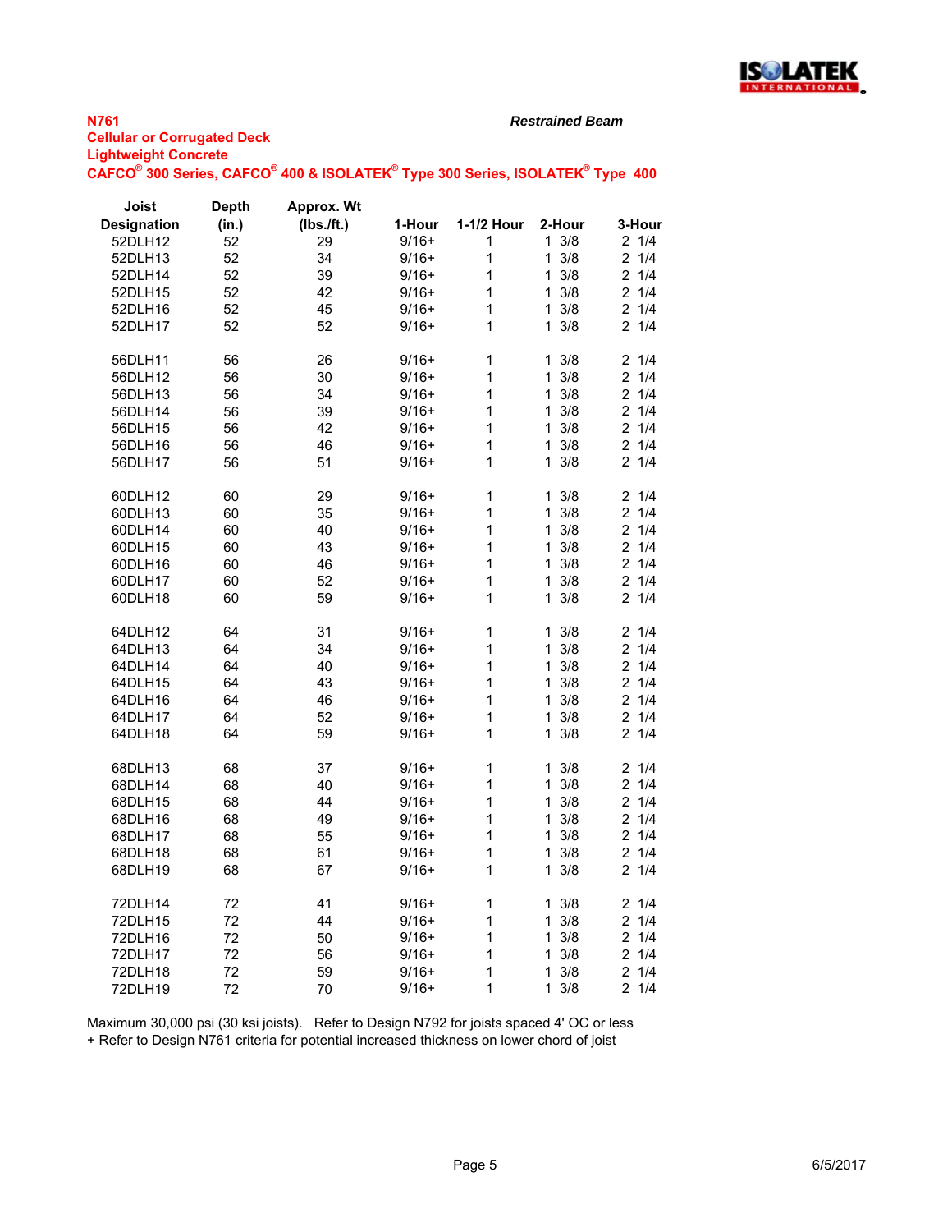**N761**

**Cellular or Corrugated Deck**

**Lightweight Concrete**

**CAFCO® 300 Series, CAFCO® 400 & ISOLATEK® Type 300 Series, ISOLATEK® Type 400**

***Restrained Beam***

| Joist Designation | Depth (in.) | Approx. Wt (lbs./ft.) | 1-Hour | 1-1/2 Hour | 2-Hour | 3-Hour |
|---|---|---|---|---|---|---|
| 52DLH12 | 52 | 29 | 9/16+ | 1 | 1 3/8 | 2 1/4 |
| 52DLH13 | 52 | 34 | 9/16+ | 1 | 1 3/8 | 2 1/4 |
| 52DLH14 | 52 | 39 | 9/16+ | 1 | 1 3/8 | 2 1/4 |
| 52DLH15 | 52 | 42 | 9/16+ | 1 | 1 3/8 | 2 1/4 |
| 52DLH16 | 52 | 45 | 9/16+ | 1 | 1 3/8 | 2 1/4 |
| 52DLH17 | 52 | 52 | 9/16+ | 1 | 1 3/8 | 2 1/4 |
| | | | | | | |
| 56DLH11 | 56 | 26 | 9/16+ | 1 | 1 3/8 | 2 1/4 |
| 56DLH12 | 56 | 30 | 9/16+ | 1 | 1 3/8 | 2 1/4 |
| 56DLH13 | 56 | 34 | 9/16+ | 1 | 1 3/8 | 2 1/4 |
| 56DLH14 | 56 | 39 | 9/16+ | 1 | 1 3/8 | 2 1/4 |
| 56DLH15 | 56 | 42 | 9/16+ | 1 | 1 3/8 | 2 1/4 |
| 56DLH16 | 56 | 46 | 9/16+ | 1 | 1 3/8 | 2 1/4 |
| 56DLH17 | 56 | 51 | 9/16+ | 1 | 1 3/8 | 2 1/4 |
| | | | | | | |
| 60DLH12 | 60 | 29 | 9/16+ | 1 | 1 3/8 | 2 1/4 |
| 60DLH13 | 60 | 35 | 9/16+ | 1 | 1 3/8 | 2 1/4 |
| 60DLH14 | 60 | 40 | 9/16+ | 1 | 1 3/8 | 2 1/4 |
| 60DLH15 | 60 | 43 | 9/16+ | 1 | 1 3/8 | 2 1/4 |
| 60DLH16 | 60 | 46 | 9/16+ | 1 | 1 3/8 | 2 1/4 |
| 60DLH17 | 60 | 52 | 9/16+ | 1 | 1 3/8 | 2 1/4 |
| 60DLH18 | 60 | 59 | 9/16+ | 1 | 1 3/8 | 2 1/4 |
| | | | | | | |
| 64DLH12 | 64 | 31 | 9/16+ | 1 | 1 3/8 | 2 1/4 |
| 64DLH13 | 64 | 34 | 9/16+ | 1 | 1 3/8 | 2 1/4 |
| 64DLH14 | 64 | 40 | 9/16+ | 1 | 1 3/8 | 2 1/4 |
| 64DLH15 | 64 | 43 | 9/16+ | 1 | 1 3/8 | 2 1/4 |
| 64DLH16 | 64 | 46 | 9/16+ | 1 | 1 3/8 | 2 1/4 |
| 64DLH17 | 64 | 52 | 9/16+ | 1 | 1 3/8 | 2 1/4 |
| 64DLH18 | 64 | 59 | 9/16+ | 1 | 1 3/8 | 2 1/4 |
| | | | | | | |
| 68DLH13 | 68 | 37 | 9/16+ | 1 | 1 3/8 | 2 1/4 |
| 68DLH14 | 68 | 40 | 9/16+ | 1 | 1 3/8 | 2 1/4 |
| 68DLH15 | 68 | 44 | 9/16+ | 1 | 1 3/8 | 2 1/4 |
| 68DLH16 | 68 | 49 | 9/16+ | 1 | 1 3/8 | 2 1/4 |
| 68DLH17 | 68 | 55 | 9/16+ | 1 | 1 3/8 | 2 1/4 |
| 68DLH18 | 68 | 61 | 9/16+ | 1 | 1 3/8 | 2 1/4 |
| 68DLH19 | 68 | 67 | 9/16+ | 1 | 1 3/8 | 2 1/4 |
| | | | | | | |
| 72DLH14 | 72 | 41 | 9/16+ | 1 | 1 3/8 | 2 1/4 |
| 72DLH15 | 72 | 44 | 9/16+ | 1 | 1 3/8 | 2 1/4 |
| 72DLH16 | 72 | 50 | 9/16+ | 1 | 1 3/8 | 2 1/4 |
| 72DLH17 | 72 | 56 | 9/16+ | 1 | 1 3/8 | 2 1/4 |
| 72DLH18 | 72 | 59 | 9/16+ | 1 | 1 3/8 | 2 1/4 |
| 72DLH19 | 72 | 70 | 9/16+ | 1 | 1 3/8 | 2 1/4 |

Maximum 30,000 psi (30 ksi joists). Refer to Design N792 for joists spaced 4' OC or less

+ Refer to Design N761 criteria for potential increased thickness on lower chord of joist

6/5/2017